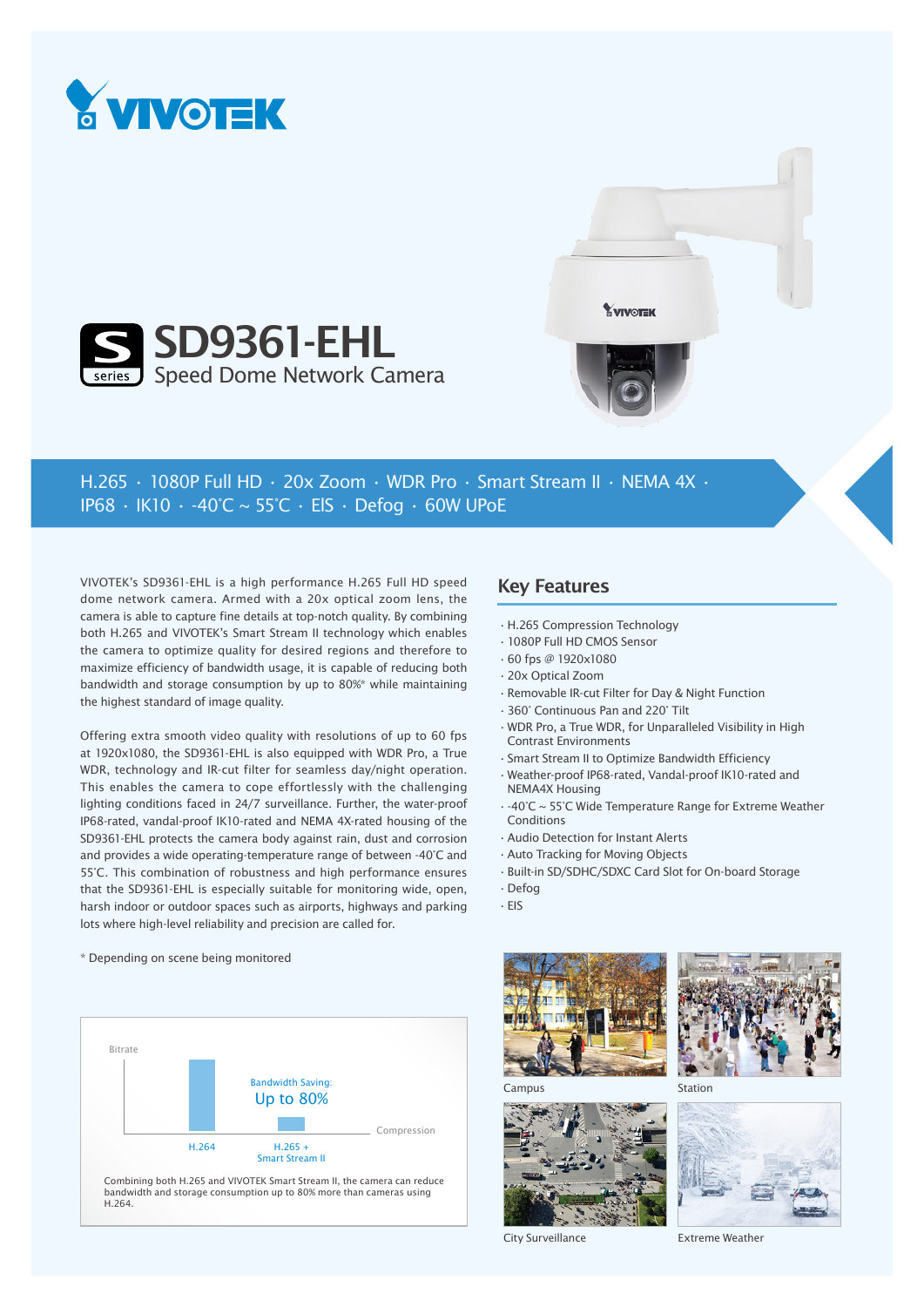# SD9361-EHL

## Speed Dome Network Camera

H.265 · 1080P Full HD · 20x Zoom · WDR Pro · Smart Stream II · NEMA 4X · IP68 · IK10 · -40°C ~ 55°C · EIS · Defog · 60W UPoE

VIVOTEK's SD9361-EHL is a high performance H.265 Full HD speed dome network camera. Armed with a 20x optical zoom lens, the camera is able to capture fine details at top-notch quality. By combining both H.265 and VIVOTEK's Smart Stream II technology which enables the camera to optimize quality for desired regions and therefore to maximize efficiency of bandwidth usage, it is capable of reducing both bandwidth and storage consumption by up to 80%* while maintaining the highest standard of image quality.

Offering extra smooth video quality with resolutions of up to 60 fps at 1920x1080, the SD9361-EHL is also equipped with WDR Pro, a True WDR, technology and IR-cut filter for seamless day/night operation. This enables the camera to effortlessly with the challenging lighting conditions faced in 24/7 surveillance. Further, the water-proof IP68-rated, vandal-proof IK10-rated and NEMA 4X-rated housing of the SD9361-EHL protects the camera body against rain, dust and corrosion and provides a wide operating-temperature range of between -40°C and 55°C. This combination of robustness and high performance ensures that the SD9361-EHL is especially suitable for monitoring wide, open, harsh indoor or outdoor spaces such as airports, highways and parking lots where high-level reliability and precision are called for.

\* Depending on scene being monitored

Bitrate

Bandwidth Saving:
Up to 80%

H.264 | H.265 + Smart Stream II | Compression

Combining both H.265 and VIVOTEK Smart Stream II, the camera can reduce bandwidth and storage consumption up to 80% more than cameras using H.264.

## Key Features

- H.265 Compression Technology
- 1080P Full HD CMOS Sensor
- 60 fps @ 1920x1080
- 20x Optical Zoom
- Removable IR-cut Filter for Day & Night Function
- 360° Continuous Pan and 220° Tilt
- WDR Pro, a True WDR, for Unparalleled Visibility in High Contrast Environments
- Smart Stream II to Optimize Bandwidth Efficiency
- Weather-proof IP68-rated, Vandal-proof IK10-rated and NEMA4X Housing
- -40°C ~ 55°C Wide Temperature Range for Extreme Weather Conditions
- Audio Detection for Instant Alerts
- Auto Tracking for Moving Objects
- Built-in SD/SDHC/SDXC Card Slot for On-board Storage
- Defog
- EIS

Campus

Station

City Surveillance

Extreme Weather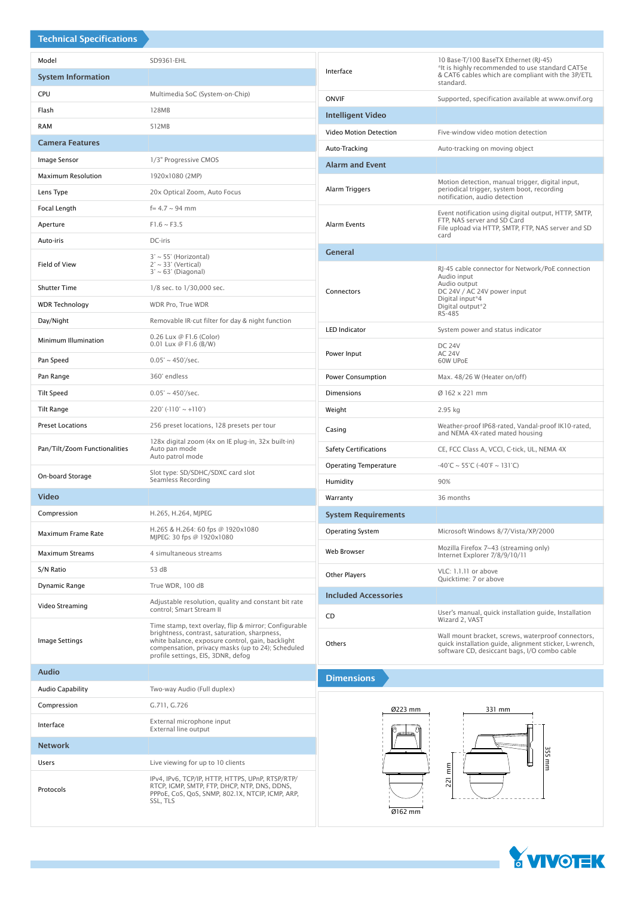## Technical Specifications

| Model | SD9361-EHL |
|---|---|
| **System Information** | |
| CPU | Multimedia SoC (System-on-Chip) |
| Flash | 128MB |
| RAM | 512MB |
| **Camera Features** | |
| Image Sensor | 1/3" Progressive CMOS |
| Maximum Resolution | 1920x1080 (2MP) |
| Lens Type | 20x Optical Zoom, Auto Focus |
| Focal Length | f= 4.7 ~ 94 mm |
| Aperture | F1.6 ~ F3.5 |
| Auto-iris | DC-iris |
| Field of View | 3° ~ 55° (Horizontal)<br>2° ~ 33° (Vertical)<br>3° ~ 63° (Diagonal) |
| Shutter Time | 1/8 sec. to 1/30,000 sec. |
| WDR Technology | WDR Pro, True WDR |
| Day/Night | Removable IR-cut filter for day & night function |
| Minimum Illumination | 0.26 Lux @ F1.6 (Color)<br>0.01 Lux @ F1.6 (B/W) |
| Pan Speed | 0.05° ~ 450°/sec. |
| Pan Range | 360° endless |
| Tilt Speed | 0.05° ~ 450°/sec. |
| Tilt Range | 220° (-110° ~ +110°) |
| Preset Locations | 256 preset locations, 128 presets per tour |
| Pan/Tilt/Zoom Functionalities | 128x digital zoom (4x on IE plug-in, 32x built-in)<br>Auto pan mode<br>Auto patrol mode |
| On-board Storage | Slot type: SD/SDHC/SDXC card slot<br>Seamless Recording |
| **Video** | |
| Compression | H.265, H.264, MJPEG |
| Maximum Frame Rate | H.265 & H.264: 60 fps @ 1920x1080<br>MJPEG: 30 fps @ 1920x1080 |
| Maximum Streams | 4 simultaneous streams |
| S/N Ratio | 53 dB |
| Dynamic Range | True WDR, 100 dB |
| Video Streaming | Adjustable resolution, quality and constant bit rate control; Smart Stream II |
| Image Settings | Time stamp, text overlay, flip & mirror; Configurable brightness, contrast, saturation, sharpness, white balance, exposure control, gain, backlight compensation, privacy masks (up to 24); Scheduled profile settings, EIS, 3DNR, defog |
| **Audio** | |
| Audio Capability | Two-way Audio (Full duplex) |
| Compression | G.711, G.726 |
| Interface | External microphone input<br>External line output |
| **Network** | |
| Users | Live viewing for up to 10 clients |
| Protocols | IPv4, IPv6, TCP/IP, HTTP, HTTPS, UPnP, RTSP/RTP/RTCP, IGMP, SMTP, FTP, DHCP, NTP, DNS, DDNS, PPPoE, CoS, QoS, SNMP, 802.1X, NTCIP, ICMP, ARP, SSL, TLS |
| Interface | 10 Base-T/100 BaseTX Ethernet (RJ-45)<br>*It is highly recommended to use standard CAT5e & CAT6 cables which are compliant with the 3P/ETL standard. |
| ONVIF | Supported, specification available at www.onvif.org |
| **Intelligent Video** | |
| Video Motion Detection | Five-window video motion detection |
| Auto-Tracking | Auto-tracking on moving object |
| **Alarm and Event** | |
| Alarm Triggers | Motion detection, manual trigger, digital input, periodical trigger, system boot, recording notification, audio detection |
| Alarm Events | Event notification using digital output, HTTP, SMTP, FTP, NAS server and SD Card<br>File upload via HTTP, SMTP, FTP, NAS server and SD card |
| **General** | |
| Connectors | RJ-45 cable connector for Network/PoE connection<br>Audio input<br>Audio output<br>DC 24V / AC 24V power input<br>Digital input*4<br>Digital output*2<br>RS-485 |
| LED Indicator | System power and status indicator |
| Power Input | DC 24V<br>AC 24V<br>60W UPoE |
| Power Consumption | Max. 48/26 W (Heater on/off) |
| Dimensions | Ø 162 x 221 mm |
| Weight | 2.95 kg |
| Casing | Weather-proof IP68-rated, Vandal-proof IK10-rated, and NEMA 4X-rated mated housing |
| Safety Certifications | CE, FCC Class A, VCCI, C-tick, UL, NEMA 4X |
| Operating Temperature | -40°C ~ 55°C (-40°F ~ 131°C) |
| Humidity | 90% |
| Warranty | 36 months |
| **System Requirements** | |
| Operating System | Microsoft Windows 8/7/Vista/XP/2000 |
| Web Browser | Mozilla Firefox 7~43 (streaming only)<br>Internet Explorer 7/8/9/10/11 |
| Other Players | VLC: 1.1.11 or above<br>Quicktime: 7 or above |
| **Included Accessories** | |
| CD | User's manual, quick installation guide, Installation Wizard 2, VAST |
| Others | Wall mount bracket, screws, waterproof connectors, quick installation guide, alignment sticker, L-wrench, software CD, desiccant bags, I/O combo cable |

## Dimensions

Ø223 mm
331 mm
355 mm
221 mm
Ø162 mm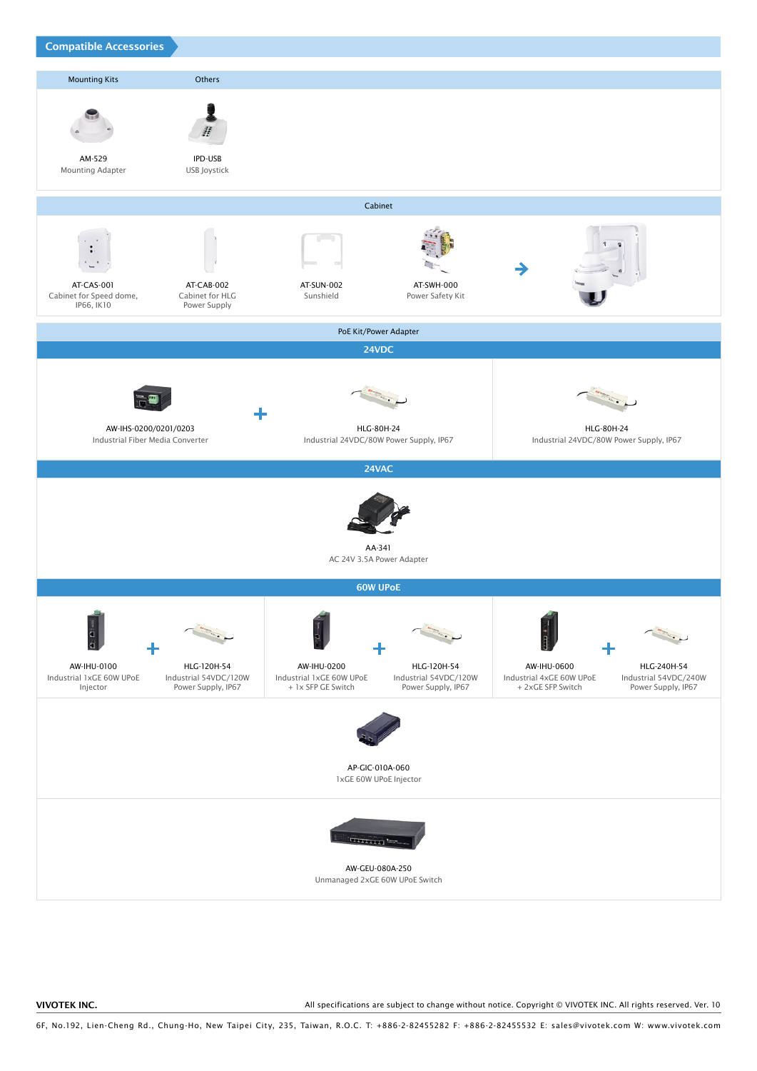## Compatible Accessories

### Mounting Kits

AM-529
Mounting Adapter

### Others

IPD-USB
USB Joystick

### Cabinet

AT-CAS-001
Cabinet for Speed dome, IP66, IK10

AT-CAB-002
Cabinet for HLG Power Supply

AT-SUN-002
Sunshield

AT-SWH-000
Power Safety Kit

### PoE Kit/Power Adapter

#### 24VDC

AW-IHS-0200/0201/0203
Industrial Fiber Media Converter

+

HLG-80H-24
Industrial 24VDC/80W Power Supply, IP67

HLG-80H-24
Industrial 24VDC/80W Power Supply, IP67

#### 24VAC

AA-341
AC 24V 3.5A Power Adapter

#### 60W UPoE

AW-IHU-0100
Industrial 1xGE 60W UPoE Injector

+

HLG-120H-54
Industrial 54VDC/120W Power Supply, IP67

AW-IHU-0200
Industrial 1xGE 60W UPoE + 1x SFP GE Switch

+

HLG-120H-54
Industrial 54VDC/120W Power Supply, IP67

AW-IHU-0600
Industrial 4xGE 60W UPoE + 2xGE SFP Switch

+

HLG-240H-54
Industrial 54VDC/240W Power Supply, IP67

AP-GIC-010A-060
1xGE 60W UPoE Injector

AW-GEU-080A-250
Unmanaged 2xGE 60W UPoE Switch

**VIVOTEK INC.**

All specifications are subject to change without notice. Copyright © VIVOTEK INC. All rights reserved. Ver. 10

6F, No.192, Lien-Cheng Rd., Chung-Ho, New Taipei City, 235, Taiwan, R.O.C. T: +886-2-82455282 F: +886-2-82455532 E: sales@vivotek.com W: www.vivotek.com